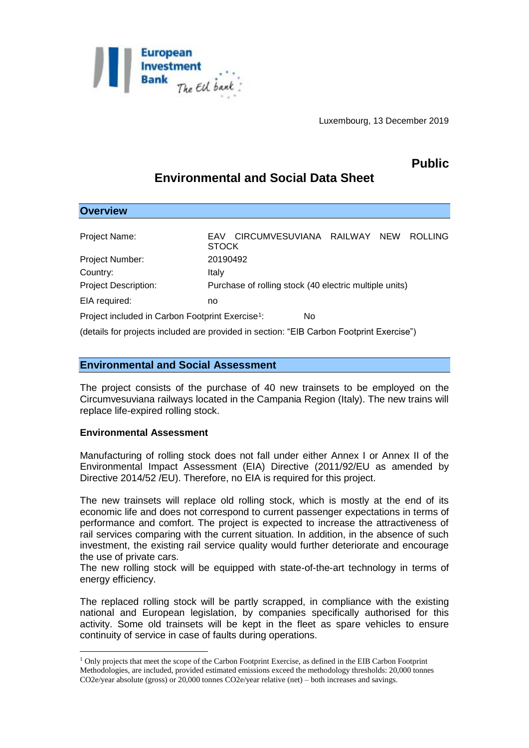Luxembourg, 13 December 2019

**Public**

# Environmental and Social Data Sheet

## Overview

| | |
|---|---|
| Project Name: | EAV CIRCUMVESUVIANA RAILWAY NEW ROLLING STOCK |
| Project Number: | 20190492 |
| Country: | Italy |
| Project Description: | Purchase of rolling stock (40 electric multiple units) |
| EIA required: | no |

Project included in Carbon Footprint Exercise[1]: No

(details for projects included are provided in section: "EIB Carbon Footprint Exercise")

## Environmental and Social Assessment

The project consists of the purchase of 40 new trainsets to be employed on the Circumvesuviana railways located in the Campania Region (Italy). The new trains will replace life-expired rolling stock.

**Environmental Assessment**

Manufacturing of rolling stock does not fall under either Annex I or Annex II of the Environmental Impact Assessment (EIA) Directive (2011/92/EU as amended by Directive 2014/52 /EU). Therefore, no EIA is required for this project.

The new trainsets will replace old rolling stock, which is mostly at the end of its economic life and does not correspond to current passenger expectations in terms of performance and comfort. The project is expected to increase the attractiveness of rail services comparing with the current situation. In addition, in the absence of such investment, the existing rail service quality would further deteriorate and encourage the use of private cars.
The new rolling stock will be equipped with state-of-the-art technology in terms of energy efficiency.

The replaced rolling stock will be partly scrapped, in compliance with the existing national and European legislation, by companies specifically authorised for this activity. Some old trainsets will be kept in the fleet as spare vehicles to ensure continuity of service in case of faults during operations.

---

[1] Only projects that meet the scope of the Carbon Footprint Exercise, as defined in the EIB Carbon Footprint Methodologies, are included, provided estimated emissions exceed the methodology thresholds: 20,000 tonnes $CO_2e$/year absolute (gross) or 20,000 tonnes $CO_2e$/year relative (net) – both increases and savings.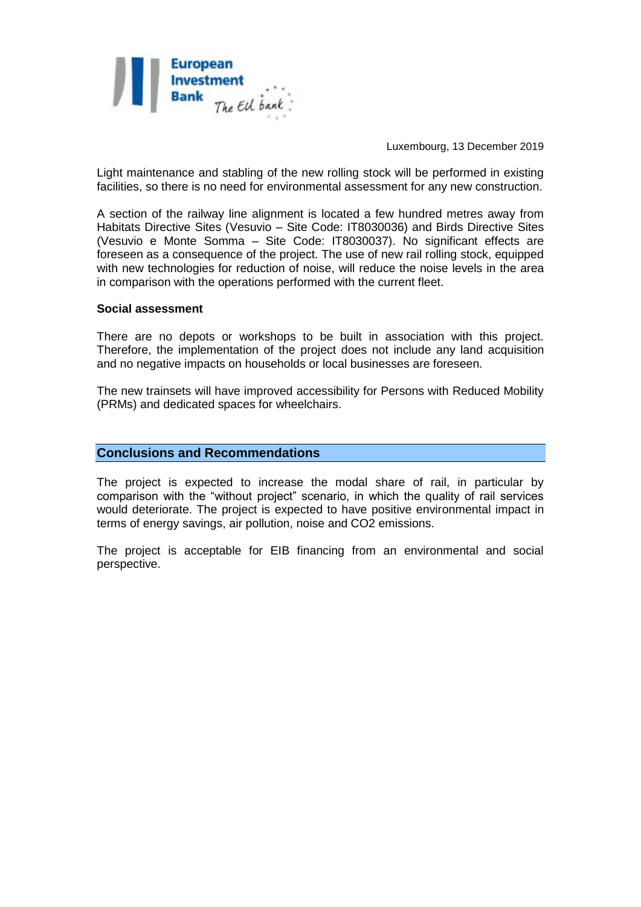Luxembourg, 13 December 2019

Light maintenance and stabling of the new rolling stock will be performed in existing facilities, so there is no need for environmental assessment for any new construction.

A section of the railway line alignment is located a few hundred metres away from Habitats Directive Sites (Vesuvio – Site Code: IT8030036) and Birds Directive Sites (Vesuvio e Monte Somma – Site Code: IT8030037). No significant effects are foreseen as a consequence of the project. The use of new rail rolling stock, equipped with new technologies for reduction of noise, will reduce the noise levels in the area in comparison with the operations performed with the current fleet.

**Social assessment**

There are no depots or workshops to be built in association with this project. Therefore, the implementation of the project does not include any land acquisition and no negative impacts on households or local businesses are foreseen.

The new trainsets will have improved accessibility for Persons with Reduced Mobility (PRMs) and dedicated spaces for wheelchairs.

## Conclusions and Recommendations

The project is expected to increase the modal share of rail, in particular by comparison with the "without project" scenario, in which the quality of rail services would deteriorate. The project is expected to have positive environmental impact in terms of energy savings, air pollution, noise and $CO_2$ emissions.

The project is acceptable for EIB financing from an environmental and social perspective.